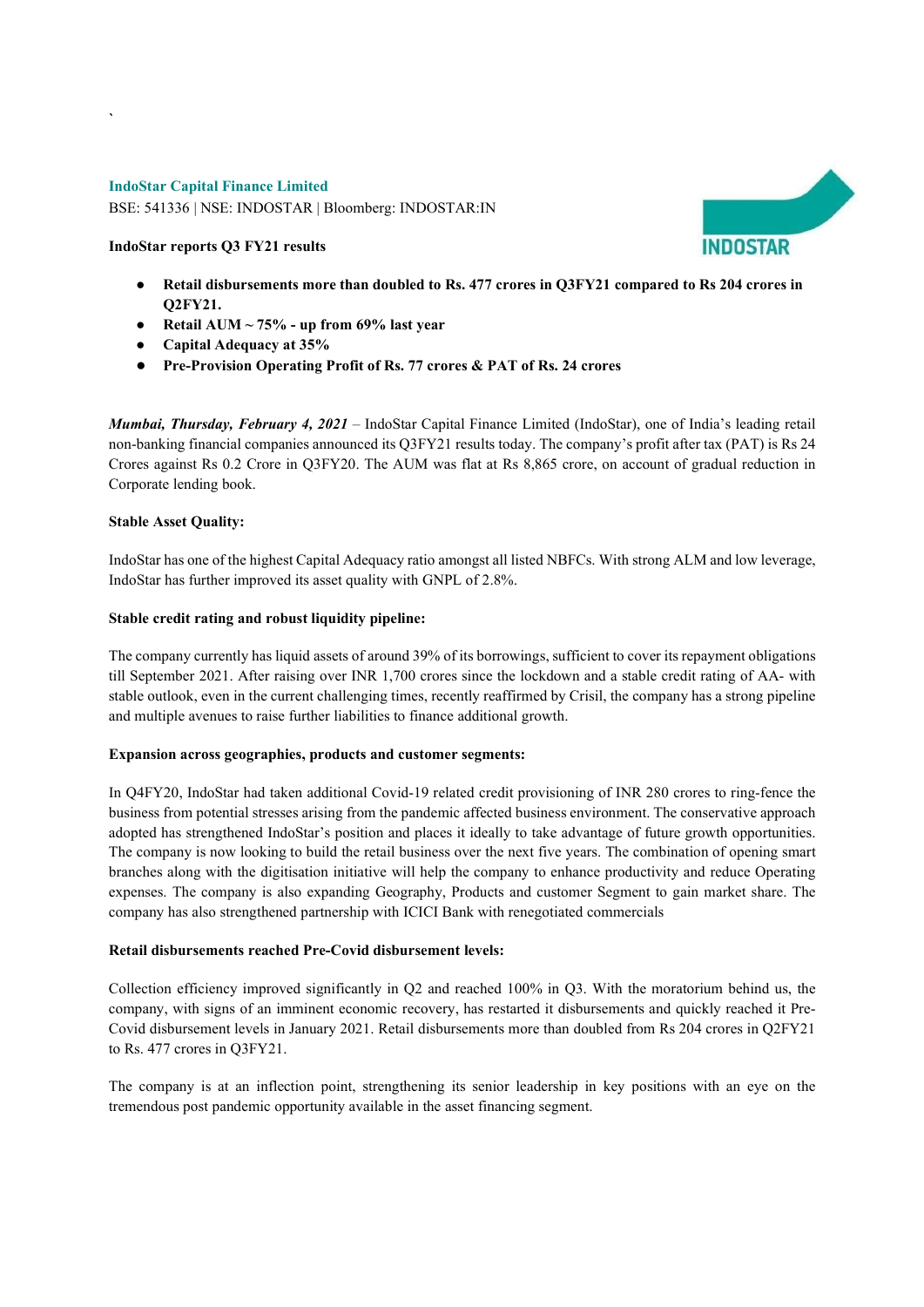`

**IndoStar Capital Finance Limited**

BSE: 541336 | NSE: INDOSTAR | Bloomberg: INDOSTAR:IN

**IndoStar reports Q3 FY21 results**

- **Retail disbursements more than doubled to Rs. 477 crores in Q3FY21 compared to Rs 204 crores in Q2FY21.**
- **Retail AUM ~ 75% - up from 69% last year**
- **Capital Adequacy at 35%**
- **Pre-Provision Operating Profit of Rs. 77 crores & PAT of Rs. 24 crores**

***Mumbai, Thursday, February 4, 2021*** – IndoStar Capital Finance Limited (IndoStar), one of India's leading retail non-banking financial companies announced its Q3FY21 results today. The company's profit after tax (PAT) is Rs 24 Crores against Rs 0.2 Crore in Q3FY20. The AUM was flat at Rs 8,865 crore, on account of gradual reduction in Corporate lending book.

**Stable Asset Quality:**

IndoStar has one of the highest Capital Adequacy ratio amongst all listed NBFCs. With strong ALM and low leverage, IndoStar has further improved its asset quality with GNPL of 2.8%.

**Stable credit rating and robust liquidity pipeline:**

The company currently has liquid assets of around 39% of its borrowings, sufficient to cover its repayment obligations till September 2021. After raising over INR 1,700 crores since the lockdown and a stable credit rating of AA- with stable outlook, even in the current challenging times, recently reaffirmed by Crisil, the company has a strong pipeline and multiple avenues to raise further liabilities to finance additional growth.

**Expansion across geographies, products and customer segments:**

In Q4FY20, IndoStar had taken additional Covid-19 related credit provisioning of INR 280 crores to ring-fence the business from potential stresses arising from the pandemic affected business environment. The conservative approach adopted has strengthened IndoStar's position and places it ideally to take advantage of future growth opportunities. The company is now looking to build the retail business over the next five years. The combination of opening smart branches along with the digitisation initiative will help the company to enhance productivity and reduce Operating expenses. The company is also expanding Geography, Products and customer Segment to gain market share. The company has also strengthened partnership with ICICI Bank with renegotiated commercials

**Retail disbursements reached Pre-Covid disbursement levels:**

Collection efficiency improved significantly in Q2 and reached 100% in Q3. With the moratorium behind us, the company, with signs of an imminent economic recovery, has restarted it disbursements and quickly reached it Pre-Covid disbursement levels in January 2021. Retail disbursements more than doubled from Rs 204 crores in Q2FY21 to Rs. 477 crores in Q3FY21.

The company is at an inflection point, strengthening its senior leadership in key positions with an eye on the tremendous post pandemic opportunity available in the asset financing segment.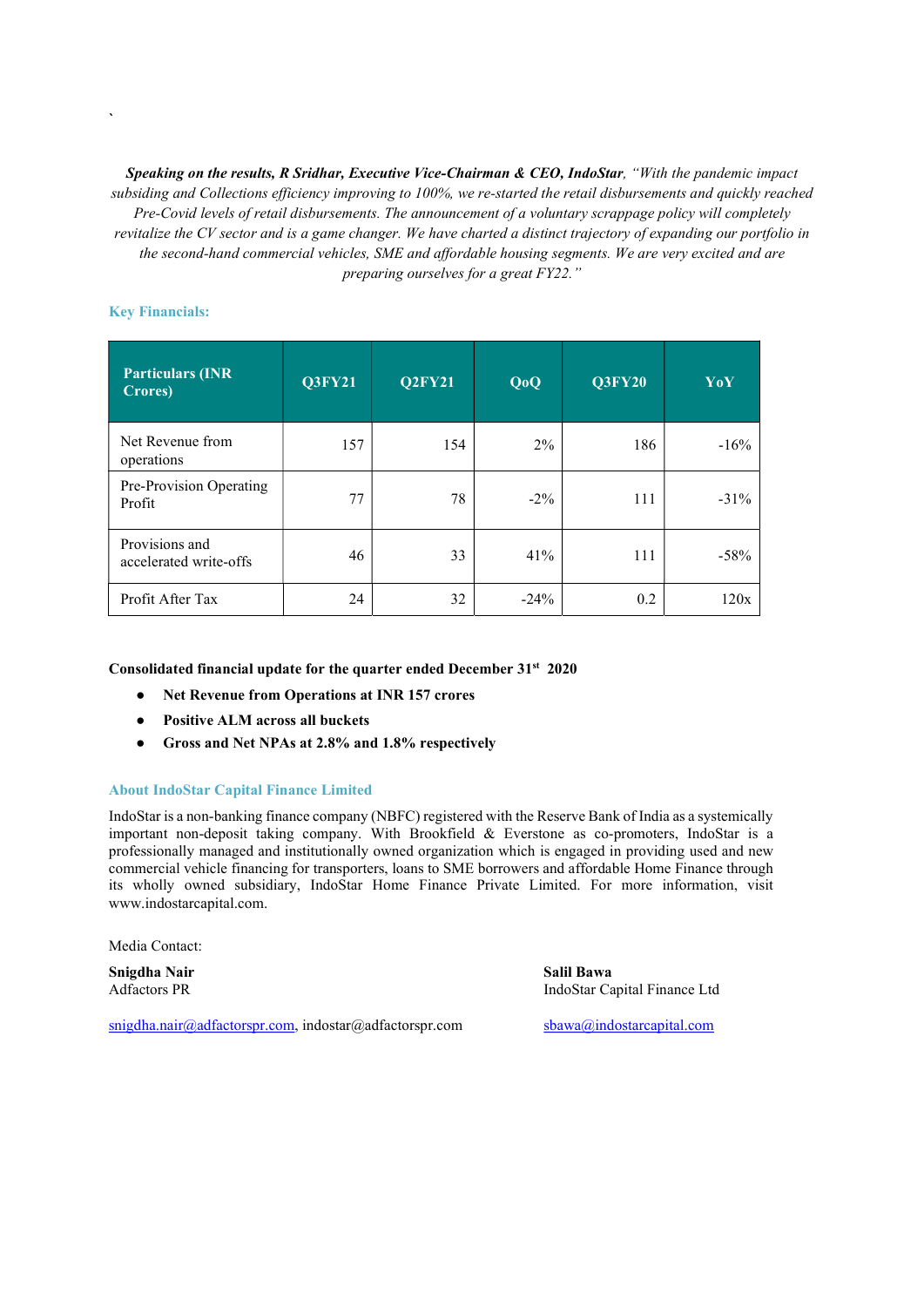`

***Speaking on the results, R Sridhar, Executive Vice-Chairman & CEO, IndoStar****, "With the pandemic impact subsiding and Collections efficiency improving to 100%, we re-started the retail disbursements and quickly reached Pre-Covid levels of retail disbursements. The announcement of a voluntary scrappage policy will completely revitalize the CV sector and is a game changer. We have charted a distinct trajectory of expanding our portfolio in the second-hand commercial vehicles, SME and affordable housing segments. We are very excited and are preparing ourselves for a great FY22."*

### Key Financials:

| Particulars (INR Crores) | Q3FY21 | Q2FY21 | QoQ | Q3FY20 | YoY |
|---|---|---|---|---|---|
| Net Revenue from operations | 157 | 154 | 2% | 186 | -16% |
| Pre-Provision Operating Profit | 77 | 78 | -2% | 111 | -31% |
| Provisions and accelerated write-offs | 46 | 33 | 41% | 111 | -58% |
| Profit After Tax | 24 | 32 | -24% | 0.2 | 120x |

**Consolidated financial update for the quarter ended December 31st 2020**

- **Net Revenue from Operations at INR 157 crores**
- **Positive ALM across all buckets**
- **Gross and Net NPAs at 2.8% and 1.8% respectively**

### About IndoStar Capital Finance Limited

IndoStar is a non-banking finance company (NBFC) registered with the Reserve Bank of India as a systemically important non-deposit taking company. With Brookfield & Everstone as co-promoters, IndoStar is a professionally managed and institutionally owned organization which is engaged in providing used and new commercial vehicle financing for transporters, loans to SME borrowers and affordable Home Finance through its wholly owned subsidiary, IndoStar Home Finance Private Limited. For more information, visit www.indostarcapital.com.

Media Contact:

**Snigdha Nair**
Adfactors PR

snigdha.nair@adfactorspr.com, indostar@adfactorspr.com

**Salil Bawa**
IndoStar Capital Finance Ltd

sbawa@indostarcapital.com